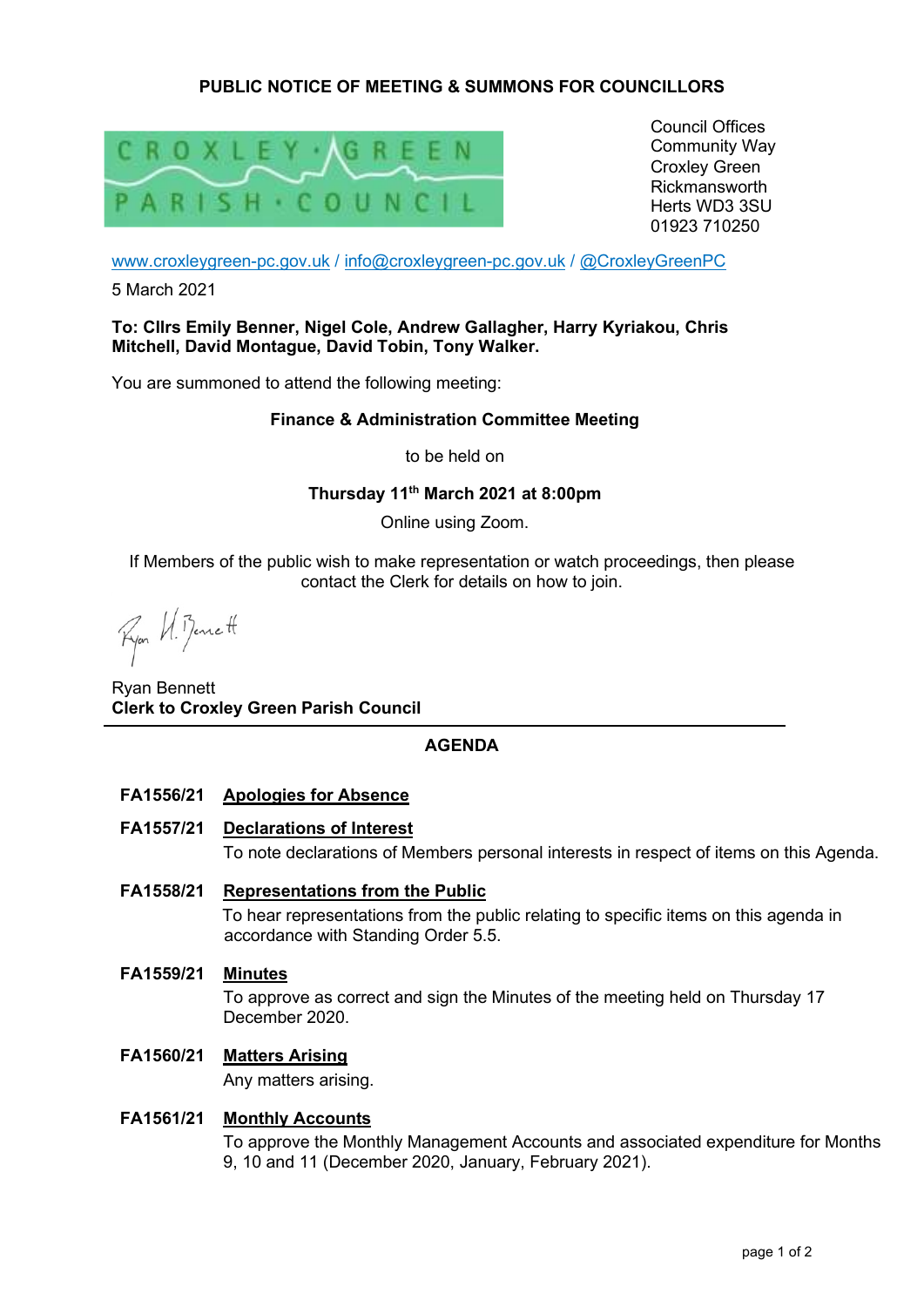## PUBLIC NOTICE OF MEETING & SUMMONS FOR COUNCILLORS

CROXLEY · GREEN PARISH · COUNCIL

Council Offices
Community Way
Croxley Green
Rickmansworth
Herts WD3 3SU
01923 710250

www.croxleygreen-pc.gov.uk / info@croxleygreen-pc.gov.uk / @CroxleyGreenPC

5 March 2021

**To: Cllrs Emily Benner, Nigel Cole, Andrew Gallagher, Harry Kyriakou, Chris Mitchell, David Montague, David Tobin, Tony Walker.**

You are summoned to attend the following meeting:

**Finance & Administration Committee Meeting**

to be held on

**Thursday 11th March 2021 at 8:00pm**

Online using Zoom.

If Members of the public wish to make representation or watch proceedings, then please contact the Clerk for details on how to join.

Ryan Bennett
**Clerk to Croxley Green Parish Council**

---

## AGENDA

**FA1556/21** **Apologies for Absence**

**FA1557/21** **Declarations of Interest**
To note declarations of Members personal interests in respect of items on this Agenda.

**FA1558/21** **Representations from the Public**
To hear representations from the public relating to specific items on this agenda in accordance with Standing Order 5.5.

**FA1559/21** **Minutes**
To approve as correct and sign the Minutes of the meeting held on Thursday 17 December 2020.

**FA1560/21** **Matters Arising**
Any matters arising.

**FA1561/21** **Monthly Accounts**
To approve the Monthly Management Accounts and associated expenditure for Months 9, 10 and 11 (December 2020, January, February 2021).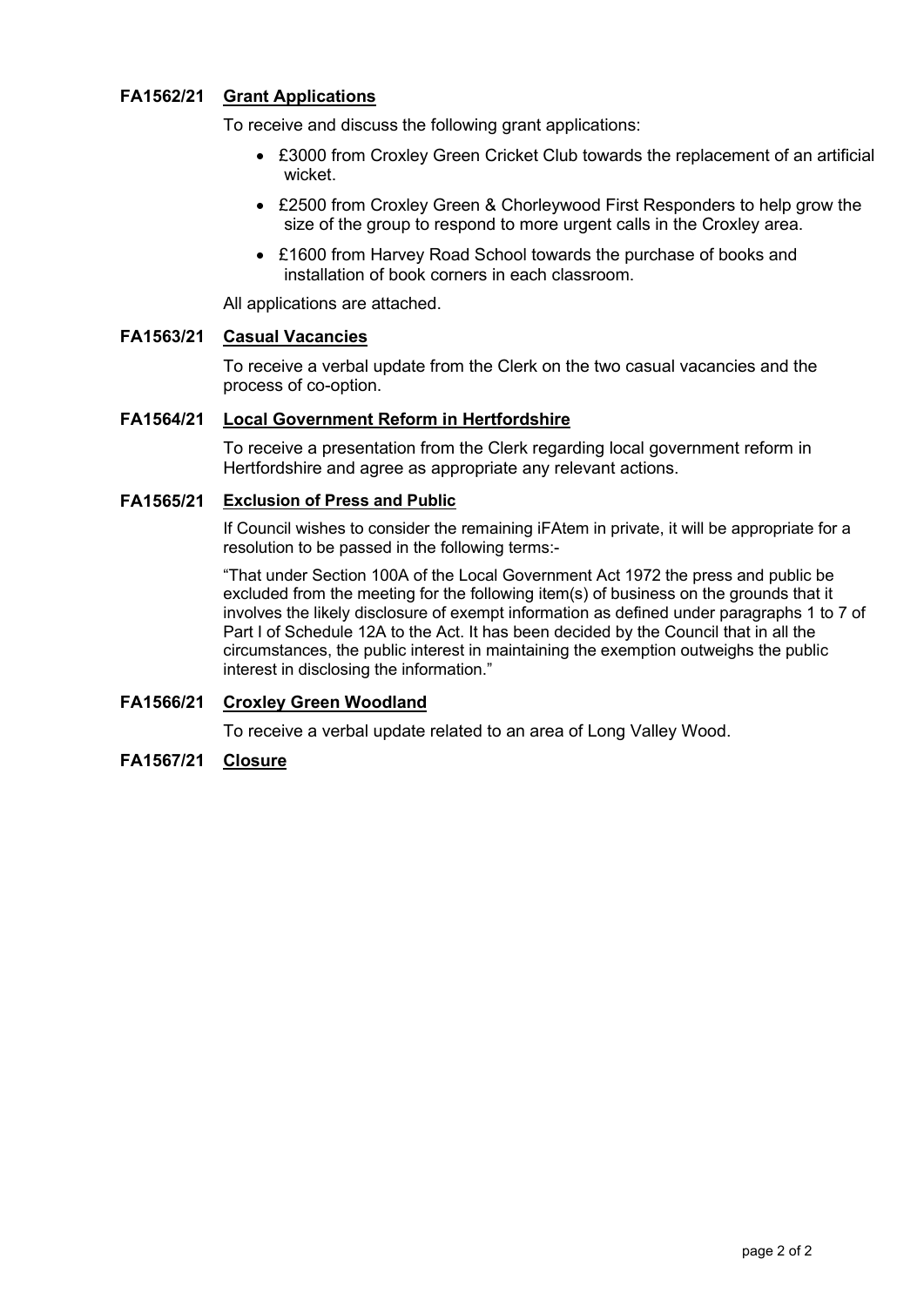**FA1562/21 Grant Applications**

To receive and discuss the following grant applications:

- £3000 from Croxley Green Cricket Club towards the replacement of an artificial wicket.
- £2500 from Croxley Green & Chorleywood First Responders to help grow the size of the group to respond to more urgent calls in the Croxley area.
- £1600 from Harvey Road School towards the purchase of books and installation of book corners in each classroom.

All applications are attached.

**FA1563/21 Casual Vacancies**

To receive a verbal update from the Clerk on the two casual vacancies and the process of co-option.

**FA1564/21 Local Government Reform in Hertfordshire**

To receive a presentation from the Clerk regarding local government reform in Hertfordshire and agree as appropriate any relevant actions.

**FA1565/21 Exclusion of Press and Public**

If Council wishes to consider the remaining iFAtem in private, it will be appropriate for a resolution to be passed in the following terms:-

"That under Section 100A of the Local Government Act 1972 the press and public be excluded from the meeting for the following item(s) of business on the grounds that it involves the likely disclosure of exempt information as defined under paragraphs 1 to 7 of Part I of Schedule 12A to the Act. It has been decided by the Council that in all the circumstances, the public interest in maintaining the exemption outweighs the public interest in disclosing the information."

**FA1566/21 Croxley Green Woodland**

To receive a verbal update related to an area of Long Valley Wood.

**FA1567/21 Closure**